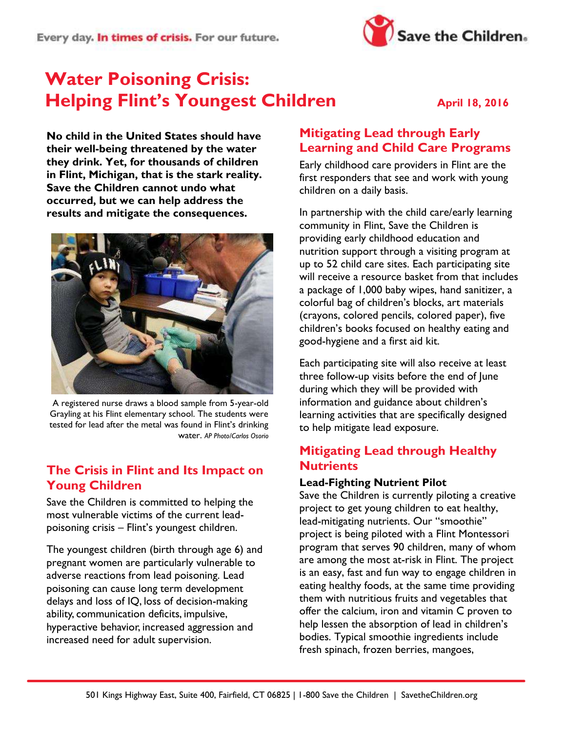Every day. **In times of crisis.** For our future.

# Water Poisoning Crisis: Helping Flint's Youngest Children

**April 18, 2016**

**No child in the United States should have their well-being threatened by the water they drink. Yet, for thousands of children in Flint, Michigan, that is the stark reality. Save the Children cannot undo what occurred, but we can help address the results and mitigate the consequences.**

A registered nurse draws a blood sample from 5-year-old Grayling at his Flint elementary school. The students were tested for lead after the metal was found in Flint's drinking water. *AP Photo/Carlos Osorio*

## The Crisis in Flint and Its Impact on Young Children

Save the Children is committed to helping the most vulnerable victims of the current lead-poisoning crisis – Flint's youngest children.

The youngest children (birth through age 6) and pregnant women are particularly vulnerable to adverse reactions from lead poisoning. Lead poisoning can cause long term development delays and loss of IQ, loss of decision-making ability, communication deficits, impulsive, hyperactive behavior, increased aggression and increased need for adult supervision.

## Mitigating Lead through Early Learning and Child Care Programs

Early childhood care providers in Flint are the first responders that see and work with young children on a daily basis.

In partnership with the child care/early learning community in Flint, Save the Children is providing early childhood education and nutrition support through a visiting program at up to 52 child care sites. Each participating site will receive a resource basket from that includes a package of 1,000 baby wipes, hand sanitizer, a colorful bag of children's blocks, art materials (crayons, colored pencils, colored paper), five children's books focused on healthy eating and good-hygiene and a first aid kit.

Each participating site will also receive at least three follow-up visits before the end of June during which they will be provided with information and guidance about children's learning activities that are specifically designed to help mitigate lead exposure.

## Mitigating Lead through Healthy Nutrients

**Lead-Fighting Nutrient Pilot**

Save the Children is currently piloting a creative project to get young children to eat healthy, lead-mitigating nutrients. Our "smoothie" project is being piloted with a Flint Montessori program that serves 90 children, many of whom are among the most at-risk in Flint. The project is an easy, fast and fun way to engage children in eating healthy foods, at the same time providing them with nutritious fruits and vegetables that offer the calcium, iron and vitamin C proven to help lessen the absorption of lead in children's bodies. Typical smoothie ingredients include fresh spinach, frozen berries, mangoes,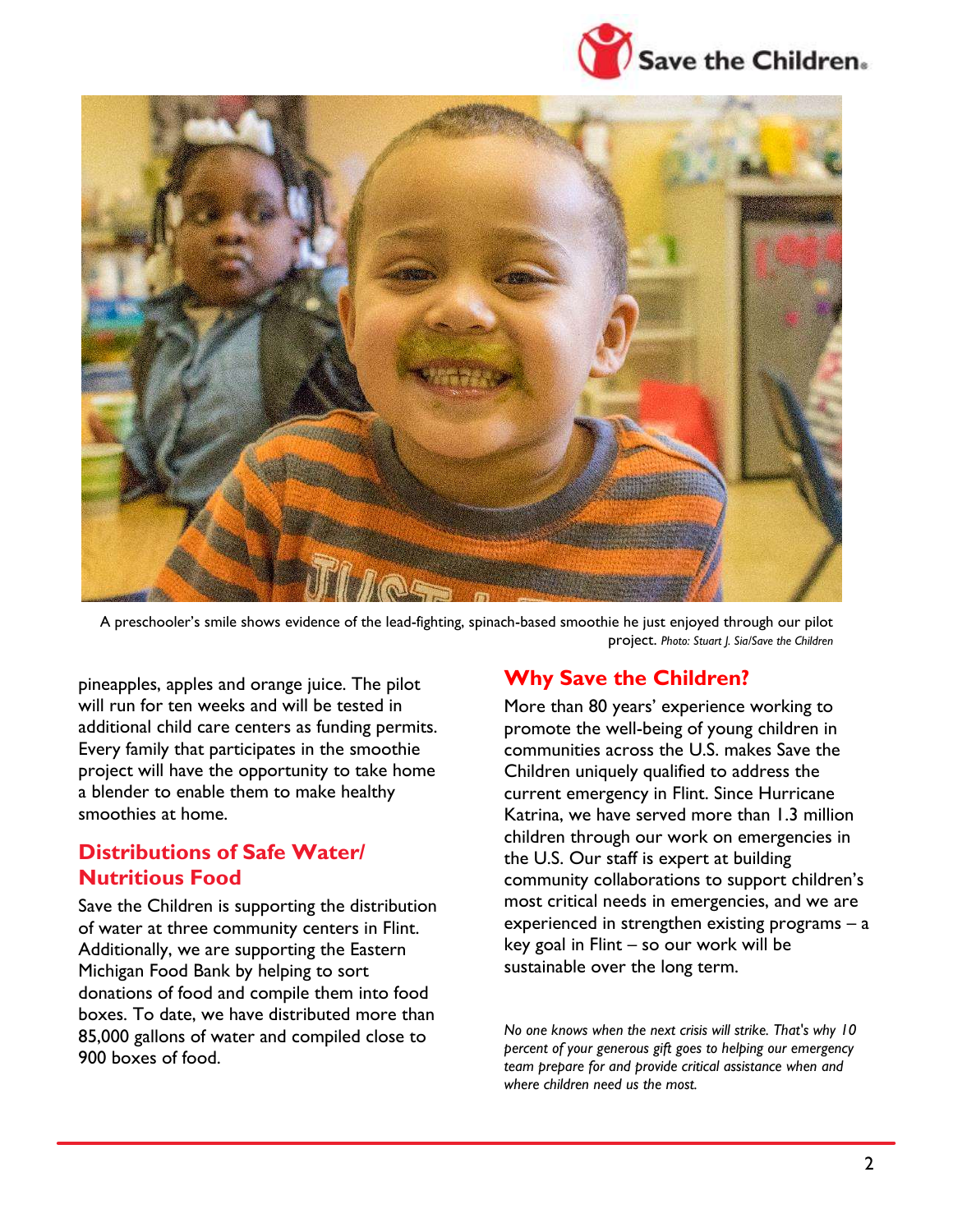A preschooler's smile shows evidence of the lead-fighting, spinach-based smoothie he just enjoyed through our pilot project. *Photo: Stuart J. Sia/Save the Children*

pineapples, apples and orange juice. The pilot will run for ten weeks and will be tested in additional child care centers as funding permits. Every family that participates in the smoothie project will have the opportunity to take home a blender to enable them to make healthy smoothies at home.

## Distributions of Safe Water/ Nutritious Food

Save the Children is supporting the distribution of water at three community centers in Flint. Additionally, we are supporting the Eastern Michigan Food Bank by helping to sort donations of food and compile them into food boxes. To date, we have distributed more than 85,000 gallons of water and compiled close to 900 boxes of food.

## Why Save the Children?

More than 80 years' experience working to promote the well-being of young children in communities across the U.S. makes Save the Children uniquely qualified to address the current emergency in Flint. Since Hurricane Katrina, we have served more than 1.3 million children through our work on emergencies in the U.S. Our staff is expert at building community collaborations to support children's most critical needs in emergencies, and we are experienced in strengthen existing programs – a key goal in Flint – so our work will be sustainable over the long term.

*No one knows when the next crisis will strike. That's why 10 percent of your generous gift goes to helping our emergency team prepare for and provide critical assistance when and where children need us the most.*